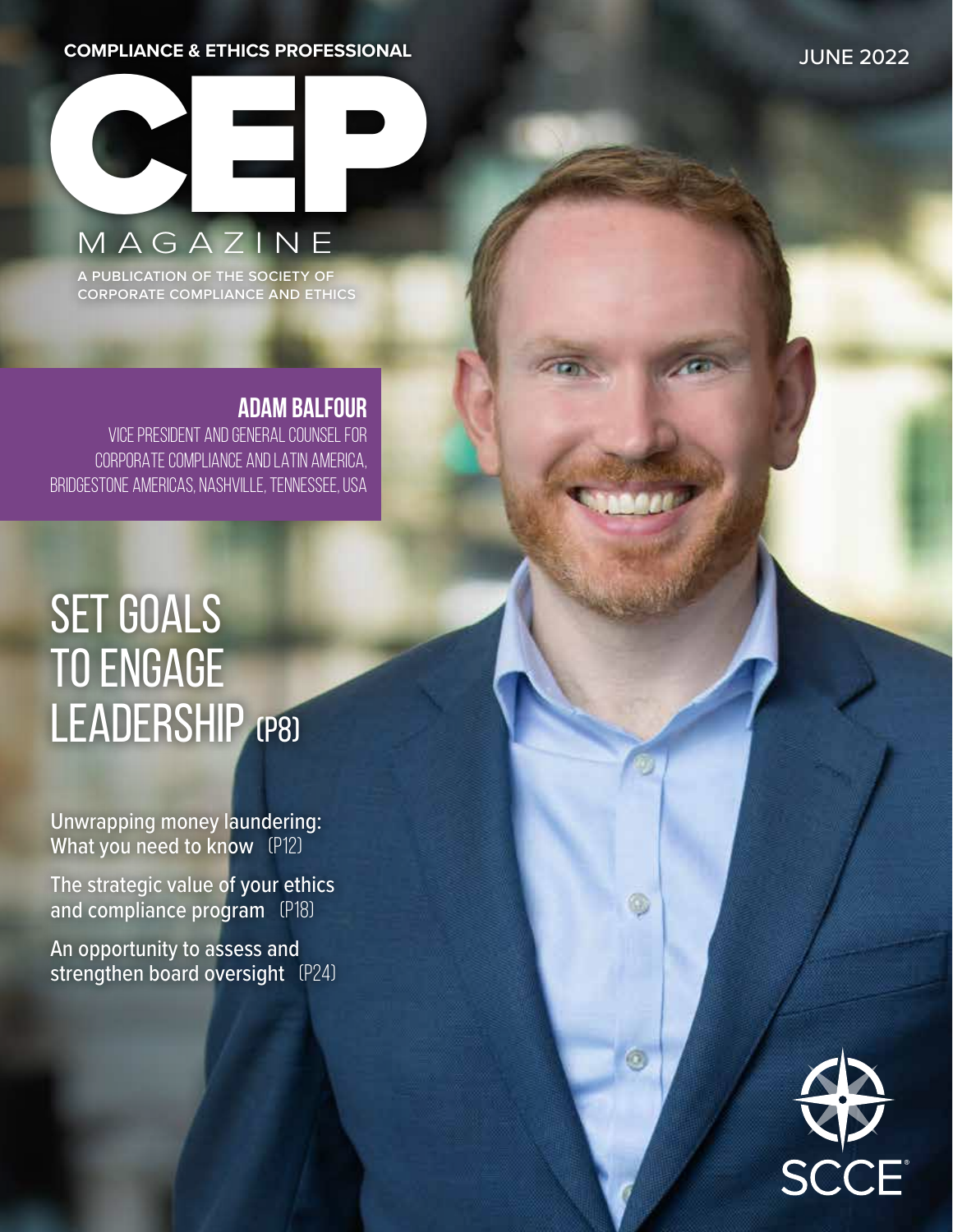COMPLIANCE & ETHICS PROFESSIONAL

JUNE 2022

# CEP MAGAZINE

A PUBLICATION OF THE SOCIETY OF CORPORATE COMPLIANCE AND ETHICS

**ADAM BALFOUR**

VICE PRESIDENT AND GENERAL COUNSEL FOR CORPORATE COMPLIANCE AND LATIN AMERICA, BRIDGESTONE AMERICAS, NASHVILLE, TENNESSEE, USA

## SET GOALS TO ENGAGE LEADERSHIP (P8)

Unwrapping money laundering: What you need to know (P12)

The strategic value of your ethics and compliance program (P18)

An opportunity to assess and strengthen board oversight (P24)

SCCE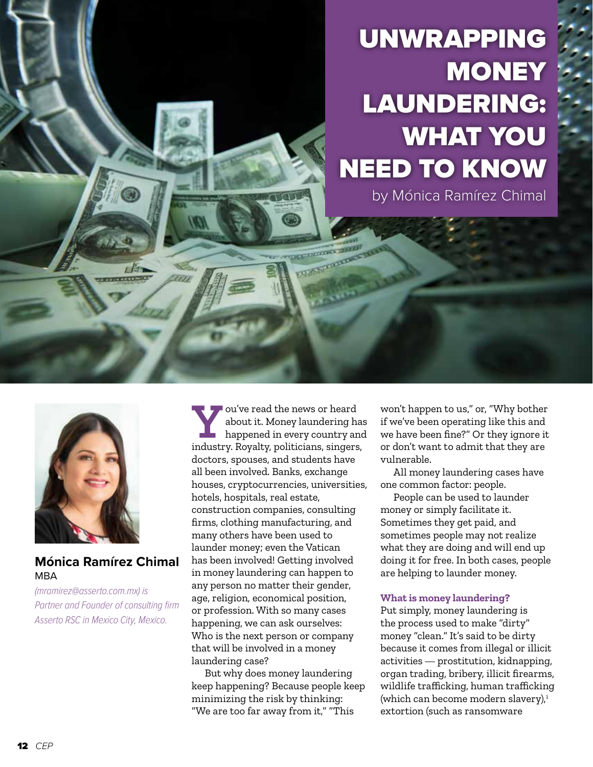# UNWRAPPING MONEY LAUNDERING: WHAT YOU NEED TO KNOW

by Mónica Ramírez Chimal

**Mónica Ramírez Chimal**
MBA

*(mramirez@asserto.com.mx) is Partner and Founder of consulting firm Asserto RSC in Mexico City, Mexico.*

You've read the news or heard about it. Money laundering has happened in every country and industry. Royalty, politicians, singers, doctors, spouses, and students have all been involved. Banks, exchange houses, cryptocurrencies, universities, hotels, hospitals, real estate, construction companies, consulting firms, clothing manufacturing, and many others have been used to launder money; even the Vatican has been involved! Getting involved in money laundering can happen to any person no matter their gender, age, religion, economical position, or profession. With so many cases happening, we can ask ourselves: Who is the next person or company that will be involved in a money laundering case?

But why does money laundering keep happening? Because people keep minimizing the risk by thinking: "We are too far away from it," "This won't happen to us," or, "Why bother if we've been operating like this and we have been fine?" Or they ignore it or don't want to admit that they are vulnerable.

All money laundering cases have one common factor: people.

People can be used to launder money or simply facilitate it. Sometimes they get paid, and sometimes people may not realize what they are doing and will end up doing it for free. In both cases, people are helping to launder money.

### What is money laundering?

Put simply, money laundering is the process used to make "dirty" money "clean." It's said to be dirty because it comes from illegal or illicit activities — prostitution, kidnapping, organ trading, bribery, illicit firearms, wildlife trafficking, human trafficking (which can become modern slavery),[1] extortion (such as ransomware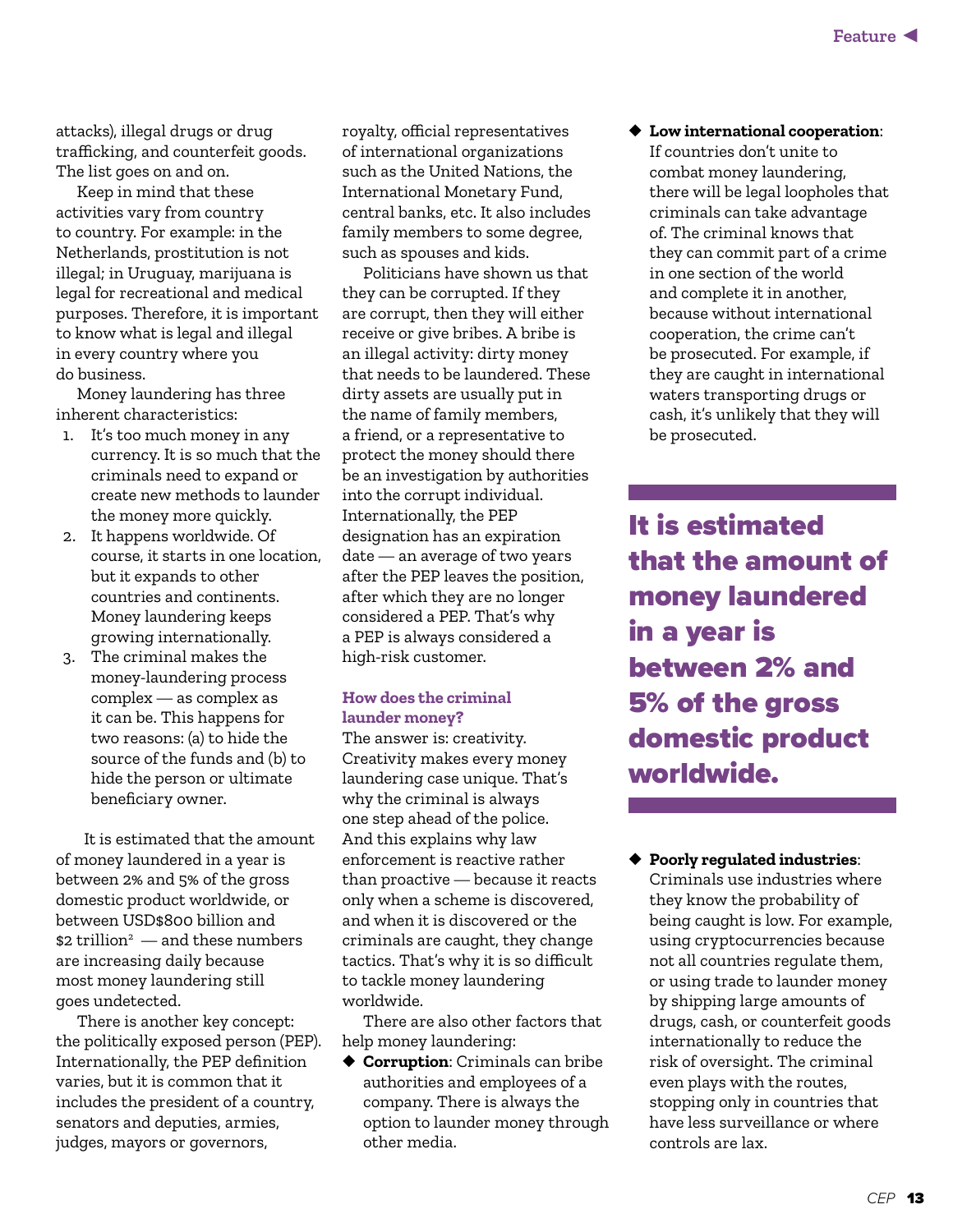attacks), illegal drugs or drug trafficking, and counterfeit goods. The list goes on and on.

Keep in mind that these activities vary from country to country. For example: in the Netherlands, prostitution is not illegal; in Uruguay, marijuana is legal for recreational and medical purposes. Therefore, it is important to know what is legal and illegal in every country where you do business.

Money laundering has three inherent characteristics:

1. It's too much money in any currency. It is so much that the criminals need to expand or create new methods to launder the money more quickly.
2. It happens worldwide. Of course, it starts in one location, but it expands to other countries and continents. Money laundering keeps growing internationally.
3. The criminal makes the money-laundering process complex — as complex as it can be. This happens for two reasons: (a) to hide the source of the funds and (b) to hide the person or ultimate beneficiary owner.

It is estimated that the amount of money laundered in a year is between 2% and 5% of the gross domestic product worldwide, or between USD$800 billion and $2 trillion[2] — and these numbers are increasing daily because most money laundering still goes undetected.

There is another key concept: the politically exposed person (PEP). Internationally, the PEP definition varies, but it is common that it includes the president of a country, senators and deputies, armies, judges, mayors or governors, royalty, official representatives of international organizations such as the United Nations, the International Monetary Fund, central banks, etc. It also includes family members to some degree, such as spouses and kids.

Politicians have shown us that they can be corrupted. If they are corrupt, then they will either receive or give bribes. A bribe is an illegal activity: dirty money that needs to be laundered. These dirty assets are usually put in the name of family members, a friend, or a representative to protect the money should there be an investigation by authorities into the corrupt individual. Internationally, the PEP designation has an expiration date — an average of two years after the PEP leaves the position, after which they are no longer considered a PEP. That's why a PEP is always considered a high-risk customer.

### How does the criminal launder money?

The answer is: creativity. Creativity makes every money laundering case unique. That's why the criminal is always one step ahead of the police. And this explains why law enforcement is reactive rather than proactive — because it reacts only when a scheme is discovered, and when it is discovered or the criminals are caught, they change tactics. That's why it is so difficult to tackle money laundering worldwide.

There are also other factors that help money laundering:

- **Corruption**: Criminals can bribe authorities and employees of a company. There is always the option to launder money through other media.
- **Low international cooperation**: If countries don't unite to combat money laundering, there will be legal loopholes that criminals can take advantage of. The criminal knows that they can commit part of a crime in one section of the world and complete it in another, because without international cooperation, the crime can't be prosecuted. For example, if they are caught in international waters transporting drugs or cash, it's unlikely that they will be prosecuted.

> **It is estimated that the amount of money laundered in a year is between 2% and 5% of the gross domestic product worldwide.**

- **Poorly regulated industries**: Criminals use industries where they know the probability of being caught is low. For example, using cryptocurrencies because not all countries regulate them, or using trade to launder money by shipping large amounts of drugs, cash, or counterfeit goods internationally to reduce the risk of oversight. The criminal even plays with the routes, stopping only in countries that have less surveillance or where controls are lax.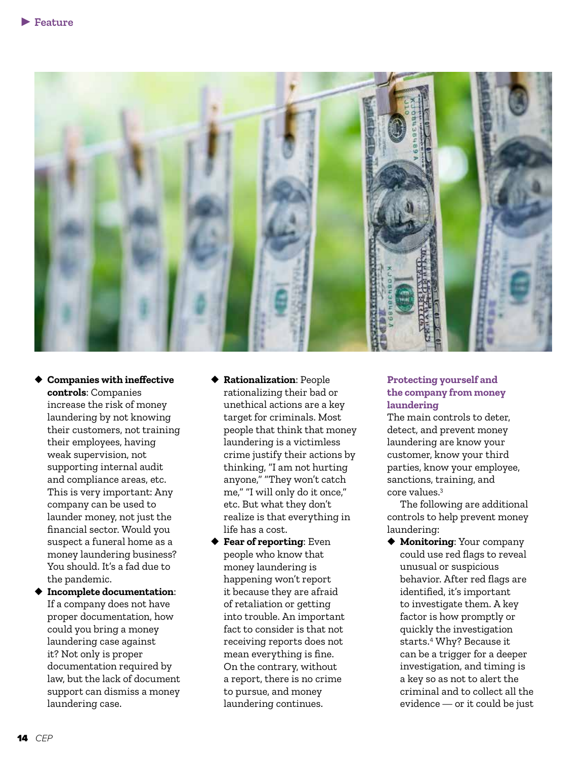- **Companies with ineffective controls**: Companies increase the risk of money laundering by not knowing their customers, not training their employees, having weak supervision, not supporting internal audit and compliance areas, etc. This is very important: Any company can be used to launder money, not just the financial sector. Would you suspect a funeral home as a money laundering business? You should. It's a fad due to the pandemic.
- **Incomplete documentation**: If a company does not have proper documentation, how could you bring a money laundering case against it? Not only is proper documentation required by law, but the lack of document support can dismiss a money laundering case.
- **Rationalization**: People rationalizing their bad or unethical actions are a key target for criminals. Most people that think that money laundering is a victimless crime justify their actions by thinking, "I am not hurting anyone," "They won't catch me," "I will only do it once," etc. But what they don't realize is that everything in life has a cost.
- **Fear of reporting**: Even people who know that money laundering is happening won't report it because they are afraid of retaliation or getting into trouble. An important fact to consider is that not receiving reports does not mean everything is fine. On the contrary, without a report, there is no crime to pursue, and money laundering continues.

### Protecting yourself and the company from money laundering

The main controls to deter, detect, and prevent money laundering are know your customer, know your third parties, know your employee, sanctions, training, and core values.[3]

The following are additional controls to help prevent money laundering:

- **Monitoring**: Your company could use red flags to reveal unusual or suspicious behavior. After red flags are identified, it's important to investigate them. A key factor is how promptly or quickly the investigation starts.[4] Why? Because it can be a trigger for a deeper investigation, and timing is a key so as not to alert the criminal and to collect all the evidence — or it could be just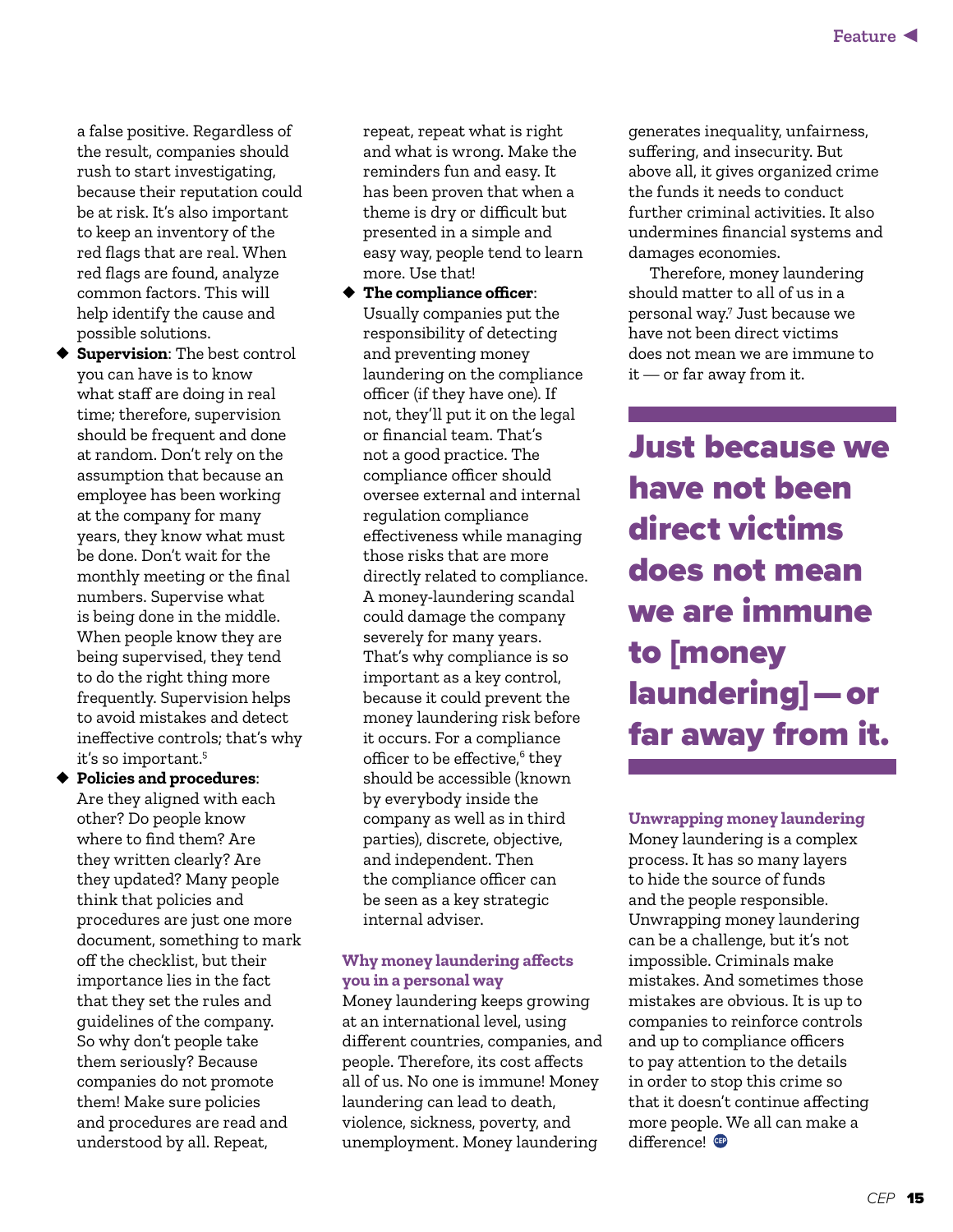a false positive. Regardless of the result, companies should rush to start investigating, because their reputation could be at risk. It's also important to keep an inventory of the red flags that are real. When red flags are found, analyze common factors. This will help identify the cause and possible solutions.

- **Supervision**: The best control you can have is to know what staff are doing in real time; therefore, supervision should be frequent and done at random. Don't rely on the assumption that because an employee has been working at the company for many years, they know what must be done. Don't wait for the monthly meeting or the final numbers. Supervise what is being done in the middle. When people know they are being supervised, they tend to do the right thing more frequently. Supervision helps to avoid mistakes and detect ineffective controls; that's why it's so important.[5]
- **Policies and procedures**: Are they aligned with each other? Do people know where to find them? Are they written clearly? Are they updated? Many people think that policies and procedures are just one more document, something to mark off the checklist, but their importance lies in the fact that they set the rules and guidelines of the company. So why don't people take them seriously? Because companies do not promote them! Make sure policies and procedures are read and understood by all. Repeat, repeat, repeat what is right and what is wrong. Make the reminders fun and easy. It has been proven that when a theme is dry or difficult but presented in a simple and easy way, people tend to learn more. Use that!
- **The compliance officer**: Usually companies put the responsibility of detecting and preventing money laundering on the compliance officer (if they have one). If not, they'll put it on the legal or financial team. That's not a good practice. The compliance officer should oversee external and internal regulation compliance effectiveness while managing those risks that are more directly related to compliance. A money-laundering scandal could damage the company severely for many years. That's why compliance is so important as a key control, because it could prevent the money laundering risk before it occurs. For a compliance officer to be effective,[6] they should be accessible (known by everybody inside the company as well as in third parties), discrete, objective, and independent. Then the compliance officer can be seen as a key strategic internal adviser.

### Why money laundering affects you in a personal way

Money laundering keeps growing at an international level, using different countries, companies, and people. Therefore, its cost affects all of us. No one is immune! Money laundering can lead to death, violence, sickness, poverty, and unemployment. Money laundering generates inequality, unfairness, suffering, and insecurity. But above all, it gives organized crime the funds it needs to conduct further criminal activities. It also undermines financial systems and damages economies.

Therefore, money laundering should matter to all of us in a personal way.[7] Just because we have not been direct victims does not mean we are immune to it — or far away from it.

> **Just because we have not been direct victims does not mean we are immune to [money laundering] — or far away from it.**

### Unwrapping money laundering

Money laundering is a complex process. It has so many layers to hide the source of funds and the people responsible. Unwrapping money laundering can be a challenge, but it's not impossible. Criminals make mistakes. And sometimes those mistakes are obvious. It is up to companies to reinforce controls and up to compliance officers to pay attention to the details in order to stop this crime so that it doesn't continue affecting more people. We all can make a difference!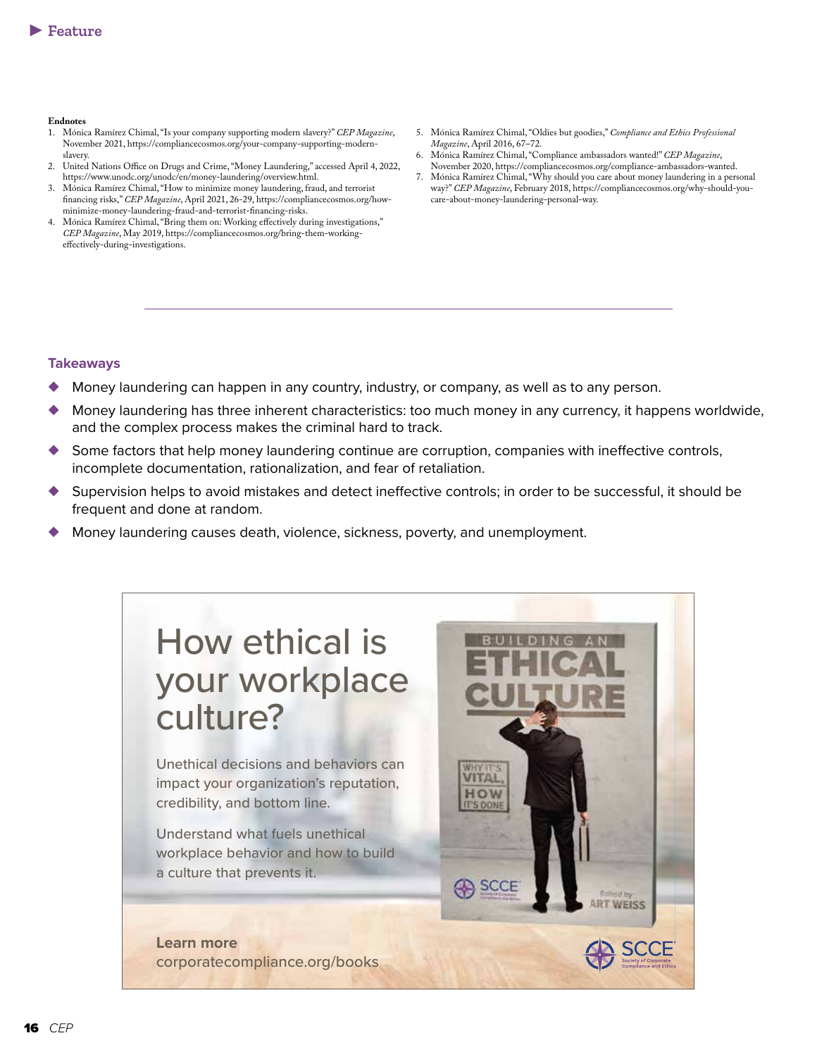### Endnotes

1. Mónica Ramírez Chimal, "Is your company supporting modern slavery?" *CEP Magazine*, November 2021, https://compliancecosmos.org/your-company-supporting-modern-slavery.
2. United Nations Office on Drugs and Crime, "Money Laundering," accessed April 4, 2022, https://www.unodc.org/unodc/en/money-laundering/overview.html.
3. Mónica Ramírez Chimal, "How to minimize money laundering, fraud, and terrorist financing risks," *CEP Magazine*, April 2021, 26-29, https://compliancecosmos.org/how-minimize-money-laundering-fraud-and-terrorist-financing-risks.
4. Mónica Ramírez Chimal, "Bring them on: Working effectively during investigations," *CEP Magazine*, May 2019, https://compliancecosmos.org/bring-them-working-effectively-during-investigations.
5. Mónica Ramírez Chimal, "Oldies but goodies," *Compliance and Ethics Professional Magazine*, April 2016, 67–72.
6. Mónica Ramírez Chimal, "Compliance ambassadors wanted!" *CEP Magazine*, November 2020, https://compliancecosmos.org/compliance-ambassadors-wanted.
7. Mónica Ramírez Chimal, "Why should you care about money laundering in a personal way?" *CEP Magazine*, February 2018, https://compliancecosmos.org/why-should-you-care-about-money-laundering-personal-way.

### Takeaways

- Money laundering can happen in any country, industry, or company, as well as to any person.
- Money laundering has three inherent characteristics: too much money in any currency, it happens worldwide, and the complex process makes the criminal hard to track.
- Some factors that help money laundering continue are corruption, companies with ineffective controls, incomplete documentation, rationalization, and fear of retaliation.
- Supervision helps to avoid mistakes and detect ineffective controls; in order to be successful, it should be frequent and done at random.
- Money laundering causes death, violence, sickness, poverty, and unemployment.

## How ethical is your workplace culture?

Unethical decisions and behaviors can impact your organization's reputation, credibility, and bottom line.

Understand what fuels unethical workplace behavior and how to build a culture that prevents it.

**Learn more**
corporatecompliance.org/books